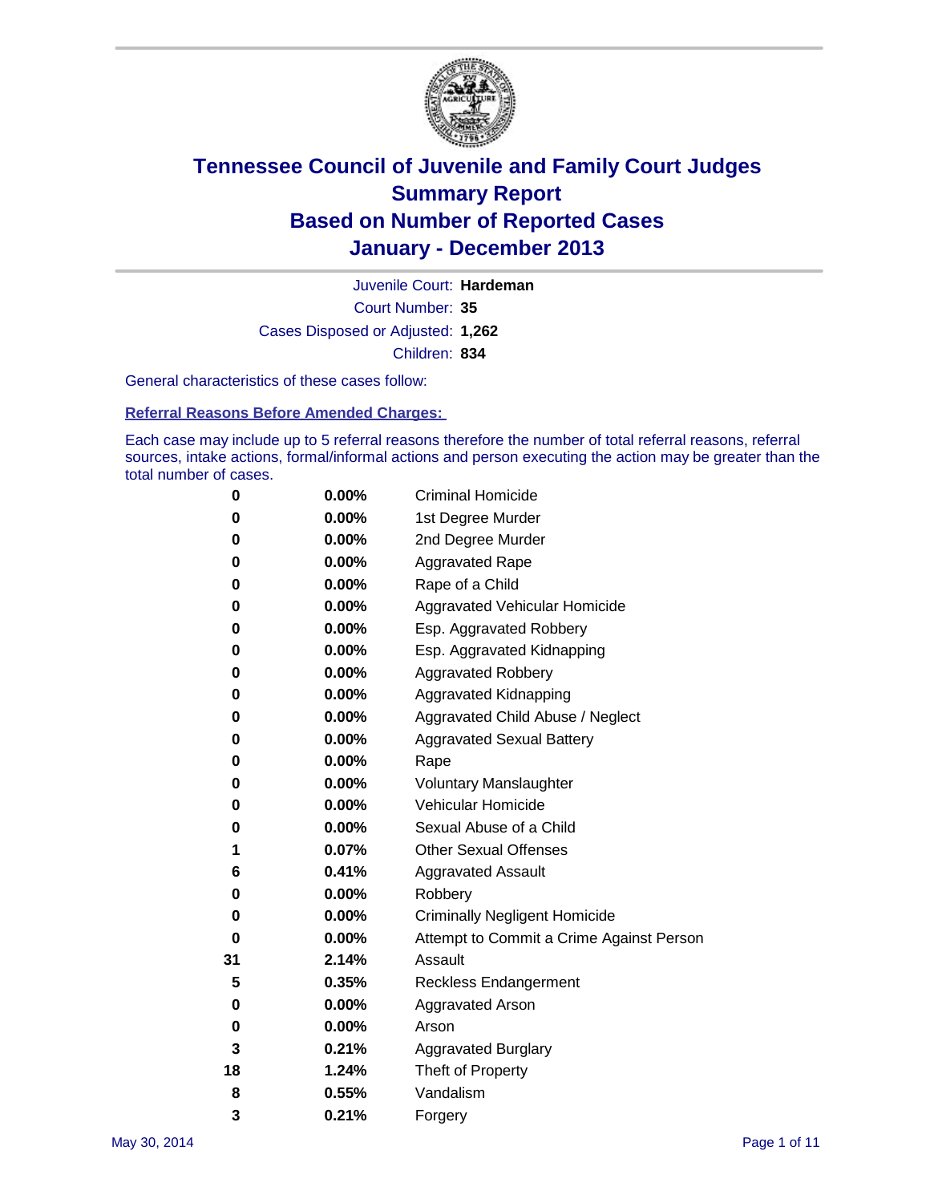# Tennessee Council of Juvenile and Family Court Judges
## Summary Report
## Based on Number of Reported Cases
## January - December 2013

Juvenile Court: **Hardeman**
Court Number: **35**
Cases Disposed or Adjusted: **1,262**
Children: **834**

General characteristics of these cases follow:

**Referral Reasons Before Amended Charges:**

Each case may include up to 5 referral reasons therefore the number of total referral reasons, referral sources, intake actions, formal/informal actions and person executing the action may be greater than the total number of cases.

| Count | Percent | Referral Reason |
|---|---|---|
| 0 | 0.00% | Criminal Homicide |
| 0 | 0.00% | 1st Degree Murder |
| 0 | 0.00% | 2nd Degree Murder |
| 0 | 0.00% | Aggravated Rape |
| 0 | 0.00% | Rape of a Child |
| 0 | 0.00% | Aggravated Vehicular Homicide |
| 0 | 0.00% | Esp. Aggravated Robbery |
| 0 | 0.00% | Esp. Aggravated Kidnapping |
| 0 | 0.00% | Aggravated Robbery |
| 0 | 0.00% | Aggravated Kidnapping |
| 0 | 0.00% | Aggravated Child Abuse / Neglect |
| 0 | 0.00% | Aggravated Sexual Battery |
| 0 | 0.00% | Rape |
| 0 | 0.00% | Voluntary Manslaughter |
| 0 | 0.00% | Vehicular Homicide |
| 0 | 0.00% | Sexual Abuse of a Child |
| 1 | 0.07% | Other Sexual Offenses |
| 6 | 0.41% | Aggravated Assault |
| 0 | 0.00% | Robbery |
| 0 | 0.00% | Criminally Negligent Homicide |
| 0 | 0.00% | Attempt to Commit a Crime Against Person |
| 31 | 2.14% | Assault |
| 5 | 0.35% | Reckless Endangerment |
| 0 | 0.00% | Aggravated Arson |
| 0 | 0.00% | Arson |
| 3 | 0.21% | Aggravated Burglary |
| 18 | 1.24% | Theft of Property |
| 8 | 0.55% | Vandalism |
| 3 | 0.21% | Forgery |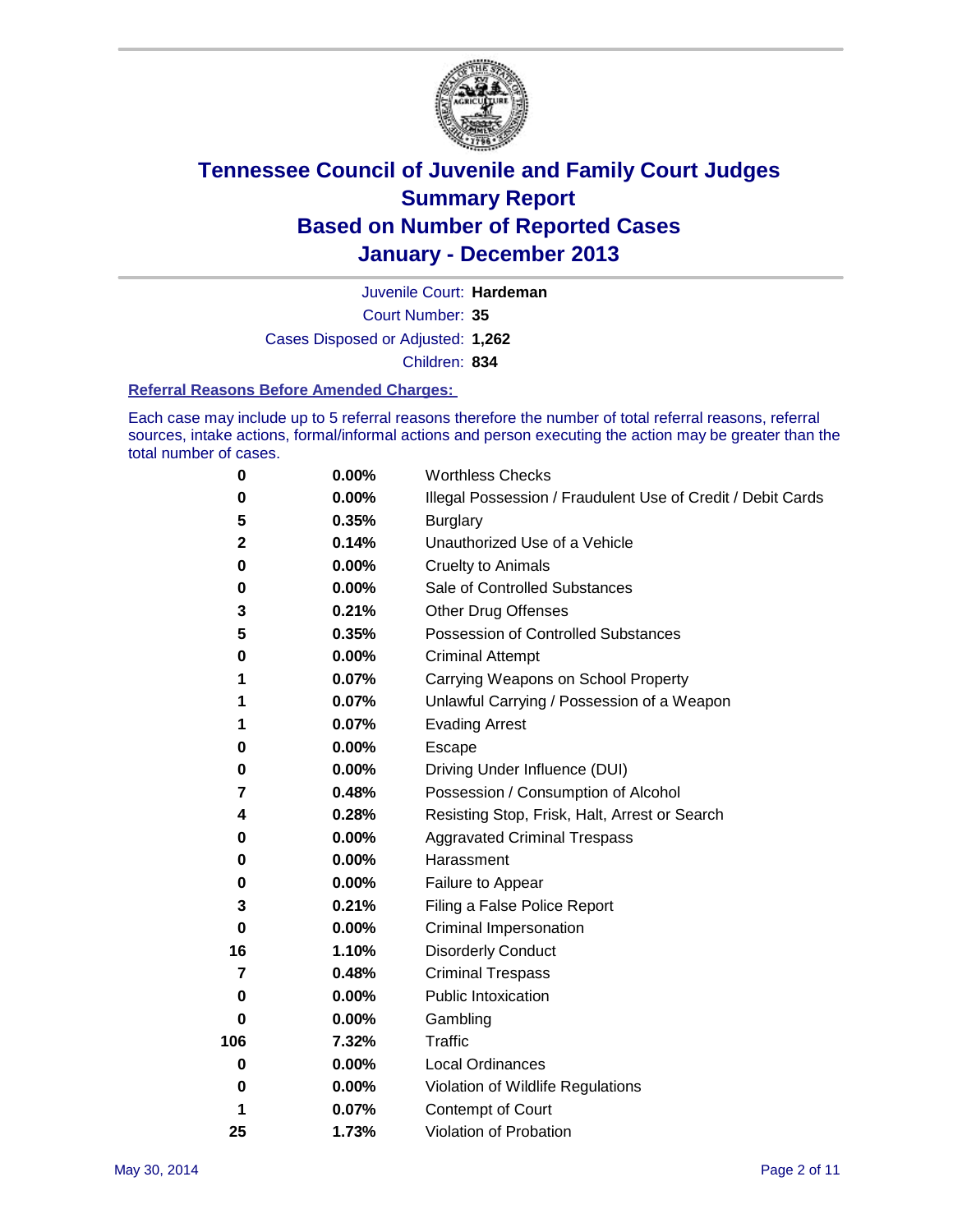# Tennessee Council of Juvenile and Family Court Judges
# Summary Report
# Based on Number of Reported Cases
# January - December 2013

Juvenile Court: **Hardeman**

Court Number: **35**

Cases Disposed or Adjusted: **1,262**

Children: **834**

### Referral Reasons Before Amended Charges:

Each case may include up to 5 referral reasons therefore the number of total referral reasons, referral sources, intake actions, formal/informal actions and person executing the action may be greater than the total number of cases.

| Count | Percent | Referral Reason |
|---|---|---|
| 0 | 0.00% | Worthless Checks |
| 0 | 0.00% | Illegal Possession / Fraudulent Use of Credit / Debit Cards |
| 5 | 0.35% | Burglary |
| 2 | 0.14% | Unauthorized Use of a Vehicle |
| 0 | 0.00% | Cruelty to Animals |
| 0 | 0.00% | Sale of Controlled Substances |
| 3 | 0.21% | Other Drug Offenses |
| 5 | 0.35% | Possession of Controlled Substances |
| 0 | 0.00% | Criminal Attempt |
| 1 | 0.07% | Carrying Weapons on School Property |
| 1 | 0.07% | Unlawful Carrying / Possession of a Weapon |
| 1 | 0.07% | Evading Arrest |
| 0 | 0.00% | Escape |
| 0 | 0.00% | Driving Under Influence (DUI) |
| 7 | 0.48% | Possession / Consumption of Alcohol |
| 4 | 0.28% | Resisting Stop, Frisk, Halt, Arrest or Search |
| 0 | 0.00% | Aggravated Criminal Trespass |
| 0 | 0.00% | Harassment |
| 0 | 0.00% | Failure to Appear |
| 3 | 0.21% | Filing a False Police Report |
| 0 | 0.00% | Criminal Impersonation |
| 16 | 1.10% | Disorderly Conduct |
| 7 | 0.48% | Criminal Trespass |
| 0 | 0.00% | Public Intoxication |
| 0 | 0.00% | Gambling |
| 106 | 7.32% | Traffic |
| 0 | 0.00% | Local Ordinances |
| 0 | 0.00% | Violation of Wildlife Regulations |
| 1 | 0.07% | Contempt of Court |
| 25 | 1.73% | Violation of Probation |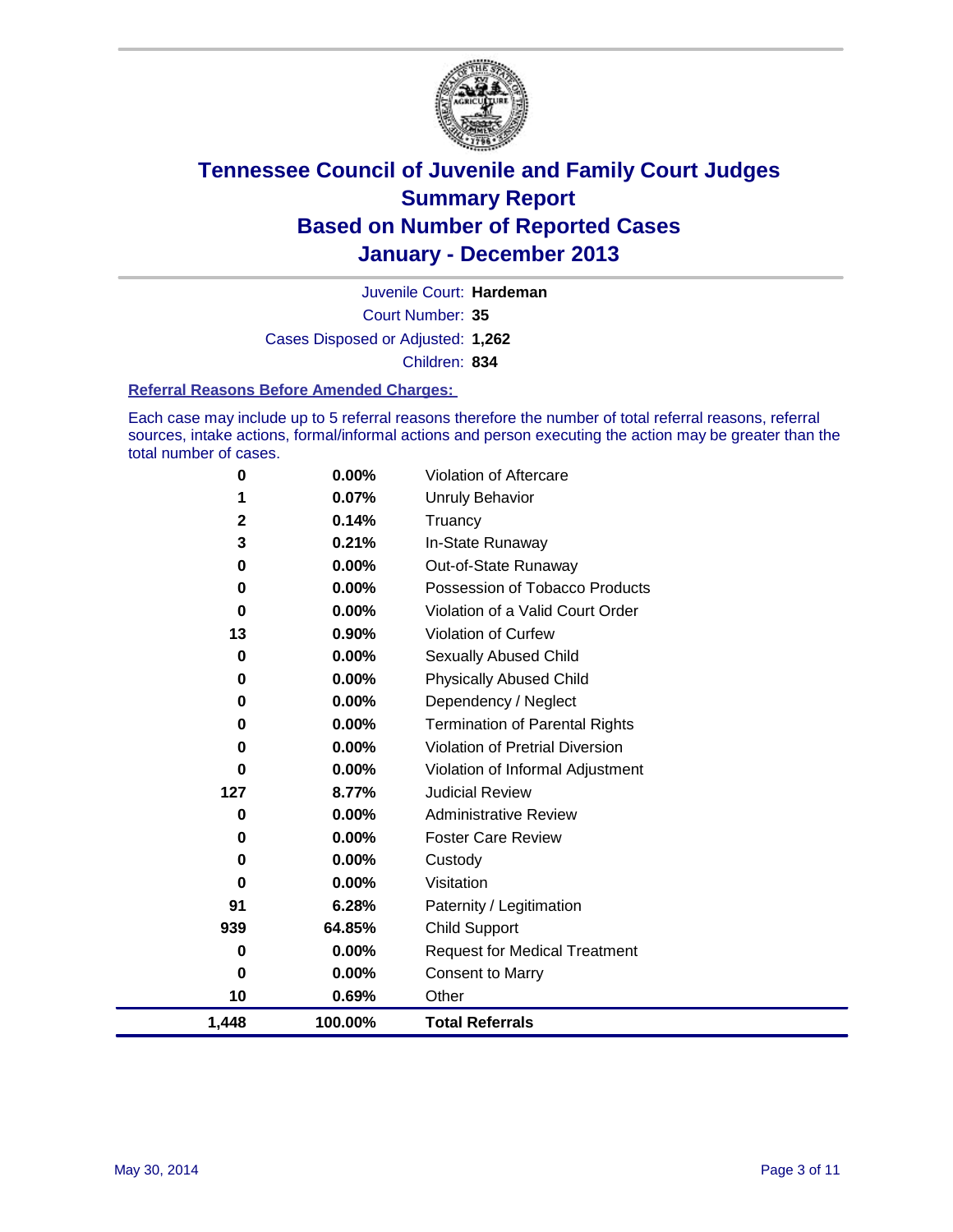# Tennessee Council of Juvenile and Family Court Judges
# Summary Report
# Based on Number of Reported Cases
# January - December 2013

Juvenile Court: **Hardeman**

Court Number: **35**

Cases Disposed or Adjusted: **1,262**

Children: **834**

### Referral Reasons Before Amended Charges:

Each case may include up to 5 referral reasons therefore the number of total referral reasons, referral sources, intake actions, formal/informal actions and person executing the action may be greater than the total number of cases.

| Count | Percent | Referral Reason |
|---|---|---|
| 0 | 0.00% | Violation of Aftercare |
| 1 | 0.07% | Unruly Behavior |
| 2 | 0.14% | Truancy |
| 3 | 0.21% | In-State Runaway |
| 0 | 0.00% | Out-of-State Runaway |
| 0 | 0.00% | Possession of Tobacco Products |
| 0 | 0.00% | Violation of a Valid Court Order |
| 13 | 0.90% | Violation of Curfew |
| 0 | 0.00% | Sexually Abused Child |
| 0 | 0.00% | Physically Abused Child |
| 0 | 0.00% | Dependency / Neglect |
| 0 | 0.00% | Termination of Parental Rights |
| 0 | 0.00% | Violation of Pretrial Diversion |
| 0 | 0.00% | Violation of Informal Adjustment |
| 127 | 8.77% | Judicial Review |
| 0 | 0.00% | Administrative Review |
| 0 | 0.00% | Foster Care Review |
| 0 | 0.00% | Custody |
| 0 | 0.00% | Visitation |
| 91 | 6.28% | Paternity / Legitimation |
| 939 | 64.85% | Child Support |
| 0 | 0.00% | Request for Medical Treatment |
| 0 | 0.00% | Consent to Marry |
| 10 | 0.69% | Other |
| **1,448** | **100.00%** | **Total Referrals** |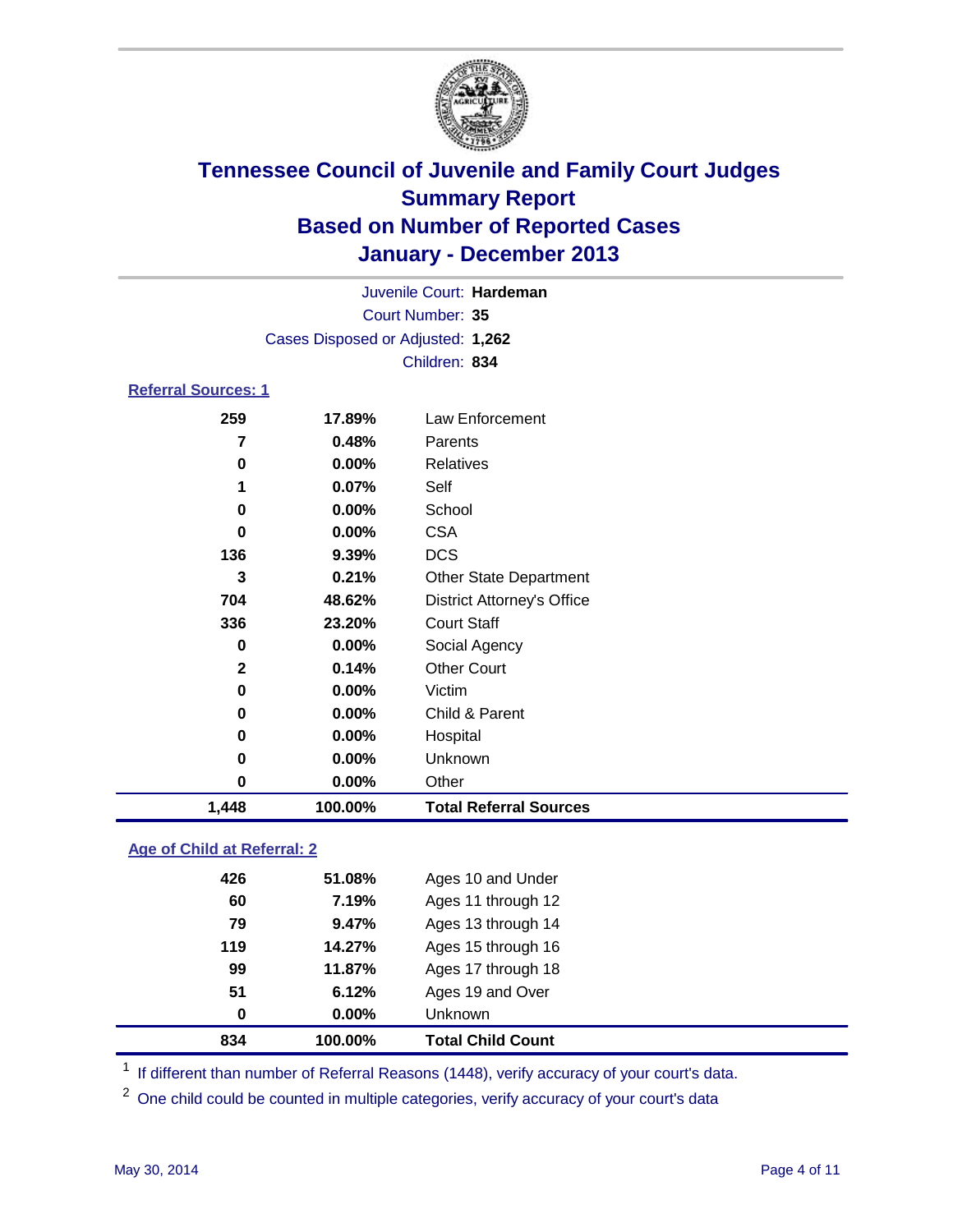# Tennessee Council of Juvenile and Family Court Judges
## Summary Report
## Based on Number of Reported Cases
## January - December 2013

Juvenile Court: **Hardeman**
Court Number: **35**
Cases Disposed or Adjusted: **1,262**
Children: **834**

### Referral Sources: 1

| | | |
|---|---|---|
| 259 | 17.89% | Law Enforcement |
| 7 | 0.48% | Parents |
| 0 | 0.00% | Relatives |
| 1 | 0.07% | Self |
| 0 | 0.00% | School |
| 0 | 0.00% | CSA |
| 136 | 9.39% | DCS |
| 3 | 0.21% | Other State Department |
| 704 | 48.62% | District Attorney's Office |
| 336 | 23.20% | Court Staff |
| 0 | 0.00% | Social Agency |
| 2 | 0.14% | Other Court |
| 0 | 0.00% | Victim |
| 0 | 0.00% | Child & Parent |
| 0 | 0.00% | Hospital |
| 0 | 0.00% | Unknown |
| 0 | 0.00% | Other |
| **1,448** | **100.00%** | **Total Referral Sources** |

### Age of Child at Referral: 2

| | | |
|---|---|---|
| 426 | 51.08% | Ages 10 and Under |
| 60 | 7.19% | Ages 11 through 12 |
| 79 | 9.47% | Ages 13 through 14 |
| 119 | 14.27% | Ages 15 through 16 |
| 99 | 11.87% | Ages 17 through 18 |
| 51 | 6.12% | Ages 19 and Over |
| 0 | 0.00% | Unknown |
| **834** | **100.00%** | **Total Child Count** |

[1] If different than number of Referral Reasons (1448), verify accuracy of your court's data.

[2] One child could be counted in multiple categories, verify accuracy of your court's data

May 30, 2014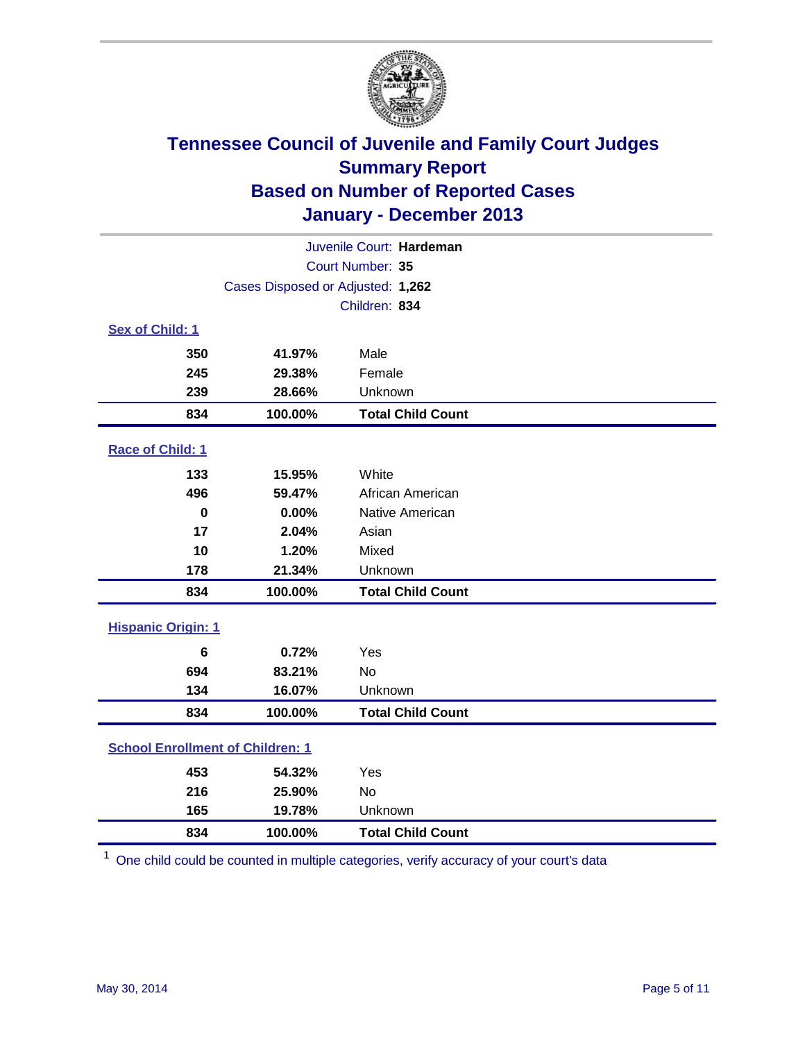# Tennessee Council of Juvenile and Family Court Judges
## Summary Report
## Based on Number of Reported Cases
## January - December 2013

Juvenile Court: **Hardeman**
Court Number: **35**
Cases Disposed or Adjusted: **1,262**
Children: **834**

### Sex of Child: 1

| | | |
|---|---|---|
| 350 | 41.97% | Male |
| 245 | 29.38% | Female |
| 239 | 28.66% | Unknown |
| **834** | **100.00%** | **Total Child Count** |

### Race of Child: 1

| | | |
|---|---|---|
| 133 | 15.95% | White |
| 496 | 59.47% | African American |
| 0 | 0.00% | Native American |
| 17 | 2.04% | Asian |
| 10 | 1.20% | Mixed |
| 178 | 21.34% | Unknown |
| **834** | **100.00%** | **Total Child Count** |

### Hispanic Origin: 1

| | | |
|---|---|---|
| 6 | 0.72% | Yes |
| 694 | 83.21% | No |
| 134 | 16.07% | Unknown |
| **834** | **100.00%** | **Total Child Count** |

### School Enrollment of Children: 1

| | | |
|---|---|---|
| 453 | 54.32% | Yes |
| 216 | 25.90% | No |
| 165 | 19.78% | Unknown |
| **834** | **100.00%** | **Total Child Count** |

[1] One child could be counted in multiple categories, verify accuracy of your court's data

May 30, 2014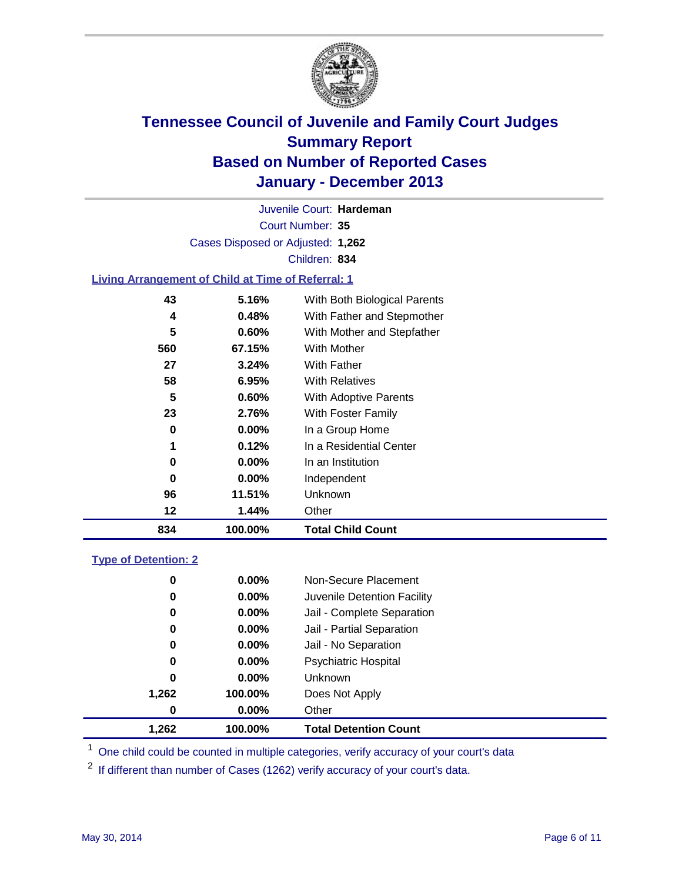# Tennessee Council of Juvenile and Family Court Judges
## Summary Report
## Based on Number of Reported Cases
## January - December 2013

Juvenile Court: **Hardeman**

Court Number: **35**

Cases Disposed or Adjusted: **1,262**

Children: **834**

### Living Arrangement of Child at Time of Referral: 1

| Count | Percent | Category |
|---|---|---|
| 43 | 5.16% | With Both Biological Parents |
| 4 | 0.48% | With Father and Stepmother |
| 5 | 0.60% | With Mother and Stepfather |
| 560 | 67.15% | With Mother |
| 27 | 3.24% | With Father |
| 58 | 6.95% | With Relatives |
| 5 | 0.60% | With Adoptive Parents |
| 23 | 2.76% | With Foster Family |
| 0 | 0.00% | In a Group Home |
| 1 | 0.12% | In a Residential Center |
| 0 | 0.00% | In an Institution |
| 0 | 0.00% | Independent |
| 96 | 11.51% | Unknown |
| 12 | 1.44% | Other |
| **834** | **100.00%** | **Total Child Count** |

### Type of Detention: 2

| Count | Percent | Category |
|---|---|---|
| 0 | 0.00% | Non-Secure Placement |
| 0 | 0.00% | Juvenile Detention Facility |
| 0 | 0.00% | Jail - Complete Separation |
| 0 | 0.00% | Jail - Partial Separation |
| 0 | 0.00% | Jail - No Separation |
| 0 | 0.00% | Psychiatric Hospital |
| 0 | 0.00% | Unknown |
| 1,262 | 100.00% | Does Not Apply |
| 0 | 0.00% | Other |
| **1,262** | **100.00%** | **Total Detention Count** |

[1] One child could be counted in multiple categories, verify accuracy of your court's data

[2] If different than number of Cases (1262) verify accuracy of your court's data.

May 30, 2014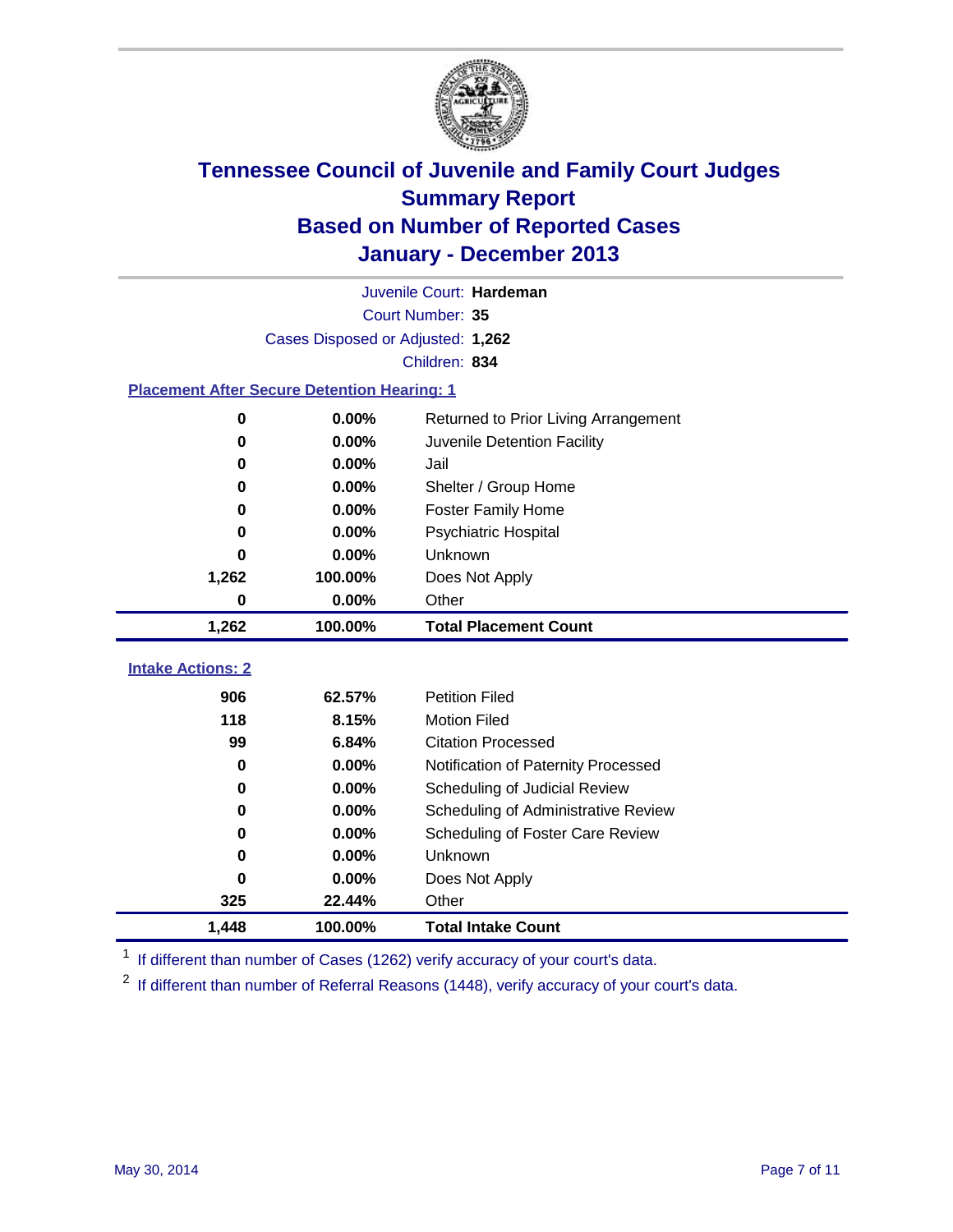# Tennessee Council of Juvenile and Family Court Judges
## Summary Report
## Based on Number of Reported Cases
## January - December 2013

Juvenile Court: **Hardeman**

Court Number: **35**

Cases Disposed or Adjusted: **1,262**

Children: **834**

### Placement After Secure Detention Hearing: 1

| | | |
|---|---|---|
| 0 | 0.00% | Returned to Prior Living Arrangement |
| 0 | 0.00% | Juvenile Detention Facility |
| 0 | 0.00% | Jail |
| 0 | 0.00% | Shelter / Group Home |
| 0 | 0.00% | Foster Family Home |
| 0 | 0.00% | Psychiatric Hospital |
| 0 | 0.00% | Unknown |
| 1,262 | 100.00% | Does Not Apply |
| 0 | 0.00% | Other |
| **1,262** | **100.00%** | **Total Placement Count** |

### Intake Actions: 2

| | | |
|---|---|---|
| 906 | 62.57% | Petition Filed |
| 118 | 8.15% | Motion Filed |
| 99 | 6.84% | Citation Processed |
| 0 | 0.00% | Notification of Paternity Processed |
| 0 | 0.00% | Scheduling of Judicial Review |
| 0 | 0.00% | Scheduling of Administrative Review |
| 0 | 0.00% | Scheduling of Foster Care Review |
| 0 | 0.00% | Unknown |
| 0 | 0.00% | Does Not Apply |
| 325 | 22.44% | Other |
| **1,448** | **100.00%** | **Total Intake Count** |

[1] If different than number of Cases (1262) verify accuracy of your court's data.

[2] If different than number of Referral Reasons (1448), verify accuracy of your court's data.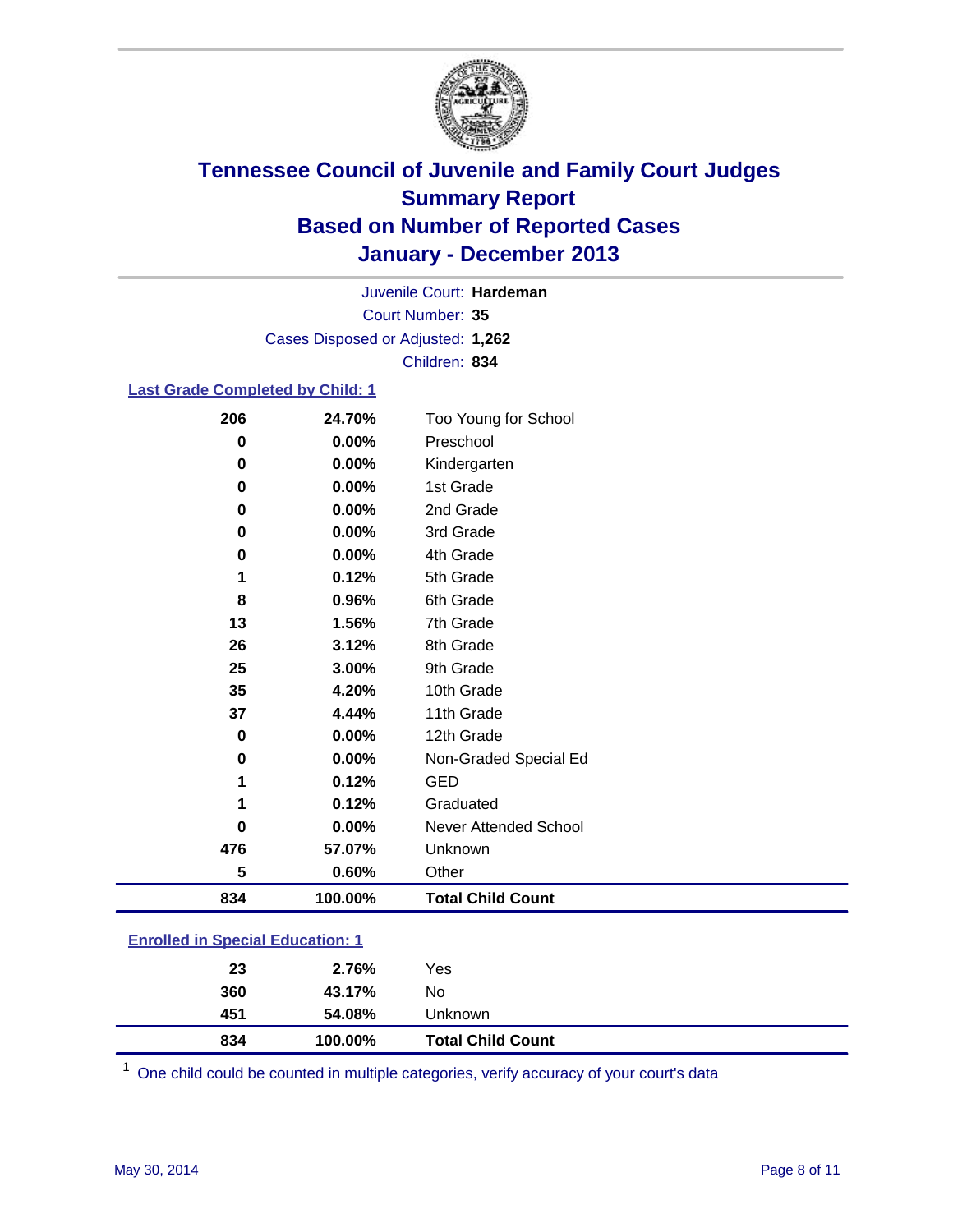# Tennessee Council of Juvenile and Family Court Judges
## Summary Report
## Based on Number of Reported Cases
## January - December 2013

Juvenile Court: **Hardeman**
Court Number: **35**
Cases Disposed or Adjusted: **1,262**
Children: **834**

### Last Grade Completed by Child: 1

| Count | Percent | Category |
|---|---|---|
| 206 | 24.70% | Too Young for School |
| 0 | 0.00% | Preschool |
| 0 | 0.00% | Kindergarten |
| 0 | 0.00% | 1st Grade |
| 0 | 0.00% | 2nd Grade |
| 0 | 0.00% | 3rd Grade |
| 0 | 0.00% | 4th Grade |
| 1 | 0.12% | 5th Grade |
| 8 | 0.96% | 6th Grade |
| 13 | 1.56% | 7th Grade |
| 26 | 3.12% | 8th Grade |
| 25 | 3.00% | 9th Grade |
| 35 | 4.20% | 10th Grade |
| 37 | 4.44% | 11th Grade |
| 0 | 0.00% | 12th Grade |
| 0 | 0.00% | Non-Graded Special Ed |
| 1 | 0.12% | GED |
| 1 | 0.12% | Graduated |
| 0 | 0.00% | Never Attended School |
| 476 | 57.07% | Unknown |
| 5 | 0.60% | Other |
| **834** | **100.00%** | **Total Child Count** |

### Enrolled in Special Education: 1

| Count | Percent | Category |
|---|---|---|
| 23 | 2.76% | Yes |
| 360 | 43.17% | No |
| 451 | 54.08% | Unknown |
| **834** | **100.00%** | **Total Child Count** |

[1] One child could be counted in multiple categories, verify accuracy of your court's data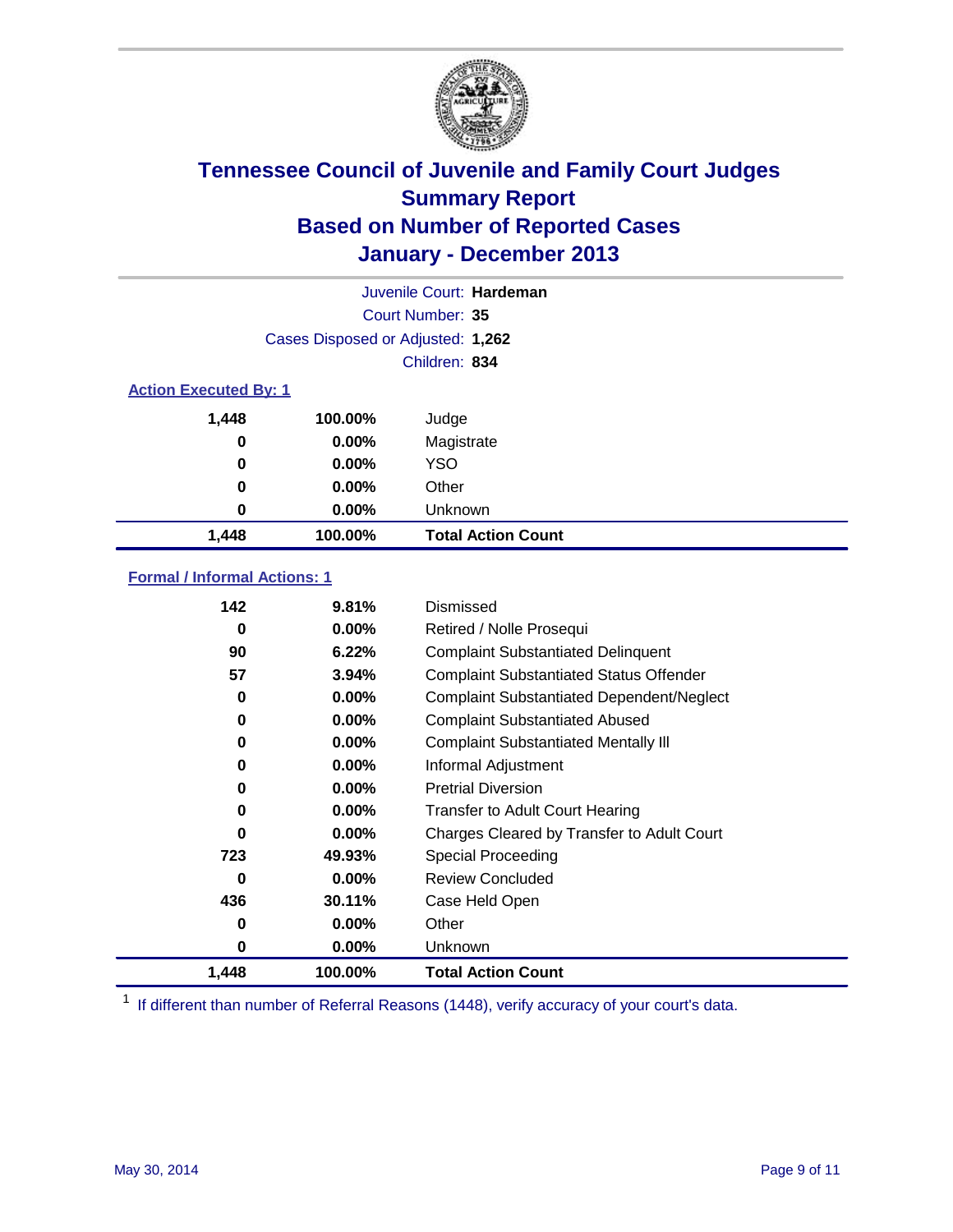# Tennessee Council of Juvenile and Family Court Judges
## Summary Report
## Based on Number of Reported Cases
## January - December 2013

Juvenile Court: **Hardeman**

Court Number: **35**

Cases Disposed or Adjusted: **1,262**

Children: **834**

### Action Executed By: 1

| Count | Percent | Action |
|---|---|---|
| 1,448 | 100.00% | Judge |
| 0 | 0.00% | Magistrate |
| 0 | 0.00% | YSO |
| 0 | 0.00% | Other |
| 0 | 0.00% | Unknown |
| **1,448** | **100.00%** | **Total Action Count** |

### Formal / Informal Actions: 1

| Count | Percent | Action |
|---|---|---|
| 142 | 9.81% | Dismissed |
| 0 | 0.00% | Retired / Nolle Prosequi |
| 90 | 6.22% | Complaint Substantiated Delinquent |
| 57 | 3.94% | Complaint Substantiated Status Offender |
| 0 | 0.00% | Complaint Substantiated Dependent/Neglect |
| 0 | 0.00% | Complaint Substantiated Abused |
| 0 | 0.00% | Complaint Substantiated Mentally Ill |
| 0 | 0.00% | Informal Adjustment |
| 0 | 0.00% | Pretrial Diversion |
| 0 | 0.00% | Transfer to Adult Court Hearing |
| 0 | 0.00% | Charges Cleared by Transfer to Adult Court |
| 723 | 49.93% | Special Proceeding |
| 0 | 0.00% | Review Concluded |
| 436 | 30.11% | Case Held Open |
| 0 | 0.00% | Other |
| 0 | 0.00% | Unknown |
| **1,448** | **100.00%** | **Total Action Count** |

[1] If different than number of Referral Reasons (1448), verify accuracy of your court's data.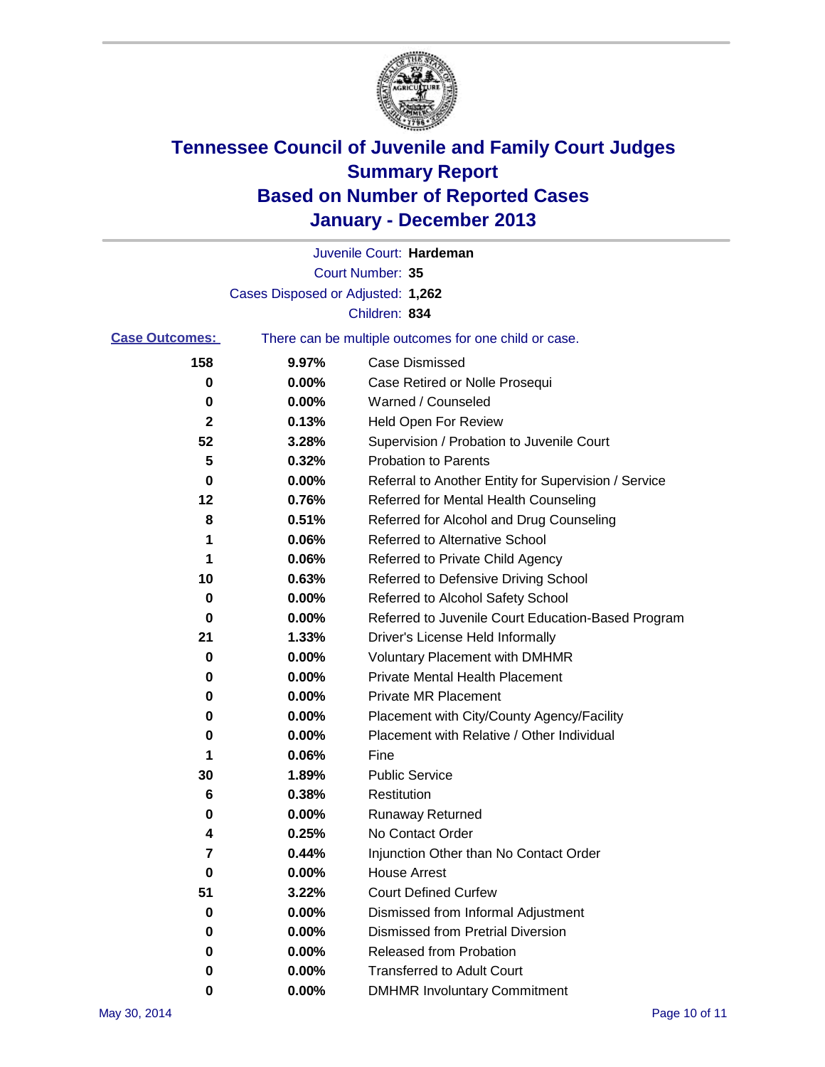# Tennessee Council of Juvenile and Family Court Judges
# Summary Report
# Based on Number of Reported Cases
# January - December 2013

Juvenile Court: **Hardeman**

Court Number: **35**

Cases Disposed or Adjusted: **1,262**

Children: **834**

**Case Outcomes:** There can be multiple outcomes for one child or case.

| Count | Percent | Outcome |
|---|---|---|
| 158 | 9.97% | Case Dismissed |
| 0 | 0.00% | Case Retired or Nolle Prosequi |
| 0 | 0.00% | Warned / Counseled |
| 2 | 0.13% | Held Open For Review |
| 52 | 3.28% | Supervision / Probation to Juvenile Court |
| 5 | 0.32% | Probation to Parents |
| 0 | 0.00% | Referral to Another Entity for Supervision / Service |
| 12 | 0.76% | Referred for Mental Health Counseling |
| 8 | 0.51% | Referred for Alcohol and Drug Counseling |
| 1 | 0.06% | Referred to Alternative School |
| 1 | 0.06% | Referred to Private Child Agency |
| 10 | 0.63% | Referred to Defensive Driving School |
| 0 | 0.00% | Referred to Alcohol Safety School |
| 0 | 0.00% | Referred to Juvenile Court Education-Based Program |
| 21 | 1.33% | Driver's License Held Informally |
| 0 | 0.00% | Voluntary Placement with DMHMR |
| 0 | 0.00% | Private Mental Health Placement |
| 0 | 0.00% | Private MR Placement |
| 0 | 0.00% | Placement with City/County Agency/Facility |
| 0 | 0.00% | Placement with Relative / Other Individual |
| 1 | 0.06% | Fine |
| 30 | 1.89% | Public Service |
| 6 | 0.38% | Restitution |
| 0 | 0.00% | Runaway Returned |
| 4 | 0.25% | No Contact Order |
| 7 | 0.44% | Injunction Other than No Contact Order |
| 0 | 0.00% | House Arrest |
| 51 | 3.22% | Court Defined Curfew |
| 0 | 0.00% | Dismissed from Informal Adjustment |
| 0 | 0.00% | Dismissed from Pretrial Diversion |
| 0 | 0.00% | Released from Probation |
| 0 | 0.00% | Transferred to Adult Court |
| 0 | 0.00% | DMHMR Involuntary Commitment |

May 30, 2014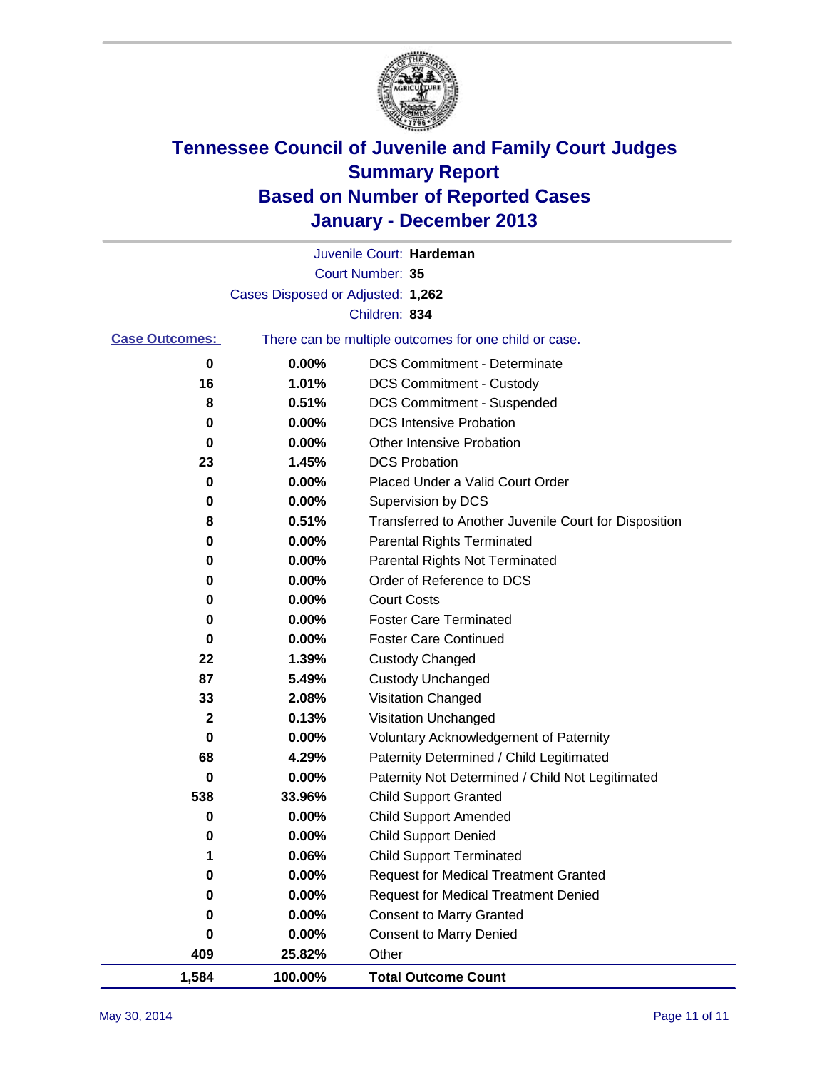# Tennessee Council of Juvenile and Family Court Judges
## Summary Report
## Based on Number of Reported Cases
## January - December 2013

Juvenile Court: **Hardeman**

Court Number: **35**

Cases Disposed or Adjusted: **1,262**

Children: **834**

**Case Outcomes:** There can be multiple outcomes for one child or case.

| | | |
|---|---|---|
| 0 | 0.00% | DCS Commitment - Determinate |
| 16 | 1.01% | DCS Commitment - Custody |
| 8 | 0.51% | DCS Commitment - Suspended |
| 0 | 0.00% | DCS Intensive Probation |
| 0 | 0.00% | Other Intensive Probation |
| 23 | 1.45% | DCS Probation |
| 0 | 0.00% | Placed Under a Valid Court Order |
| 0 | 0.00% | Supervision by DCS |
| 8 | 0.51% | Transferred to Another Juvenile Court for Disposition |
| 0 | 0.00% | Parental Rights Terminated |
| 0 | 0.00% | Parental Rights Not Terminated |
| 0 | 0.00% | Order of Reference to DCS |
| 0 | 0.00% | Court Costs |
| 0 | 0.00% | Foster Care Terminated |
| 0 | 0.00% | Foster Care Continued |
| 22 | 1.39% | Custody Changed |
| 87 | 5.49% | Custody Unchanged |
| 33 | 2.08% | Visitation Changed |
| 2 | 0.13% | Visitation Unchanged |
| 0 | 0.00% | Voluntary Acknowledgement of Paternity |
| 68 | 4.29% | Paternity Determined / Child Legitimated |
| 0 | 0.00% | Paternity Not Determined / Child Not Legitimated |
| 538 | 33.96% | Child Support Granted |
| 0 | 0.00% | Child Support Amended |
| 0 | 0.00% | Child Support Denied |
| 1 | 0.06% | Child Support Terminated |
| 0 | 0.00% | Request for Medical Treatment Granted |
| 0 | 0.00% | Request for Medical Treatment Denied |
| 0 | 0.00% | Consent to Marry Granted |
| 0 | 0.00% | Consent to Marry Denied |
| 409 | 25.82% | Other |
| **1,584** | **100.00%** | **Total Outcome Count** |

May 30, 2014